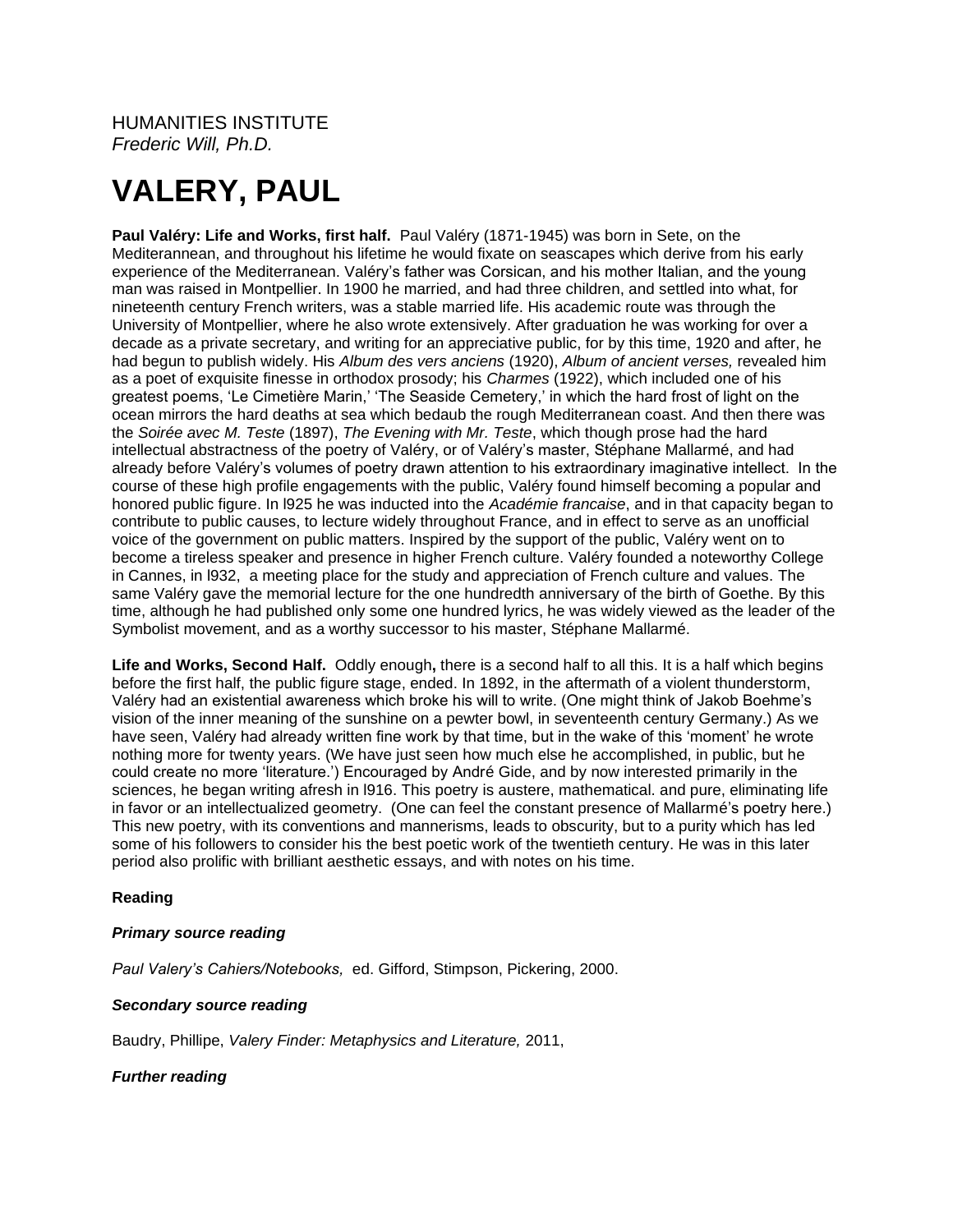HUMANITIES INSTITUTE
*Frederic Will, Ph.D.*

# VALERY, PAUL

**Paul Valéry: Life and Works, first half.** Paul Valéry (1871-1945) was born in Sete, on the Mediterannean, and throughout his lifetime he would fixate on seascapes which derive from his early experience of the Mediterranean. Valéry's father was Corsican, and his mother Italian, and the young man was raised in Montpellier. In 1900 he married, and had three children, and settled into what, for nineteenth century French writers, was a stable married life. His academic route was through the University of Montpellier, where he also wrote extensively. After graduation he was working for over a decade as a private secretary, and writing for an appreciative public, for by this time, 1920 and after, he had begun to publish widely. His *Album des vers anciens* (1920), *Album of ancient verses,* revealed him as a poet of exquisite finesse in orthodox prosody; his *Charmes* (1922), which included one of his greatest poems, 'Le Cimetière Marin,' 'The Seaside Cemetery,' in which the hard frost of light on the ocean mirrors the hard deaths at sea which bedaub the rough Mediterranean coast. And then there was the *Soirée avec M. Teste* (1897), *The Evening with Mr. Teste*, which though prose had the hard intellectual abstractness of the poetry of Valéry, or of Valéry's master, Stéphane Mallarmé, and had already before Valéry's volumes of poetry drawn attention to his extraordinary imaginative intellect. In the course of these high profile engagements with the public, Valéry found himself becoming a popular and honored public figure. In l925 he was inducted into the *Académie francaise*, and in that capacity began to contribute to public causes, to lecture widely throughout France, and in effect to serve as an unofficial voice of the government on public matters. Inspired by the support of the public, Valéry went on to become a tireless speaker and presence in higher French culture. Valéry founded a noteworthy College in Cannes, in l932, a meeting place for the study and appreciation of French culture and values. The same Valéry gave the memorial lecture for the one hundredth anniversary of the birth of Goethe. By this time, although he had published only some one hundred lyrics, he was widely viewed as the leader of the Symbolist movement, and as a worthy successor to his master, Stéphane Mallarmé.

**Life and Works, Second Half.** Oddly enough**,** there is a second half to all this. It is a half which begins before the first half, the public figure stage, ended. In 1892, in the aftermath of a violent thunderstorm, Valéry had an existential awareness which broke his will to write. (One might think of Jakob Boehme's vision of the inner meaning of the sunshine on a pewter bowl, in seventeenth century Germany.) As we have seen, Valéry had already written fine work by that time, but in the wake of this 'moment' he wrote nothing more for twenty years. (We have just seen how much else he accomplished, in public, but he could create no more 'literature.') Encouraged by André Gide, and by now interested primarily in the sciences, he began writing afresh in l916. This poetry is austere, mathematical. and pure, eliminating life in favor or an intellectualized geometry. (One can feel the constant presence of Mallarmé's poetry here.) This new poetry, with its conventions and mannerisms, leads to obscurity, but to a purity which has led some of his followers to consider his the best poetic work of the twentieth century. He was in this later period also prolific with brilliant aesthetic essays, and with notes on his time.

**Reading**

***Primary source reading***

*Paul Valery's Cahiers/Notebooks,* ed. Gifford, Stimpson, Pickering, 2000.

***Secondary source reading***

Baudry, Phillipe, *Valery Finder: Metaphysics and Literature,* 2011,

***Further reading***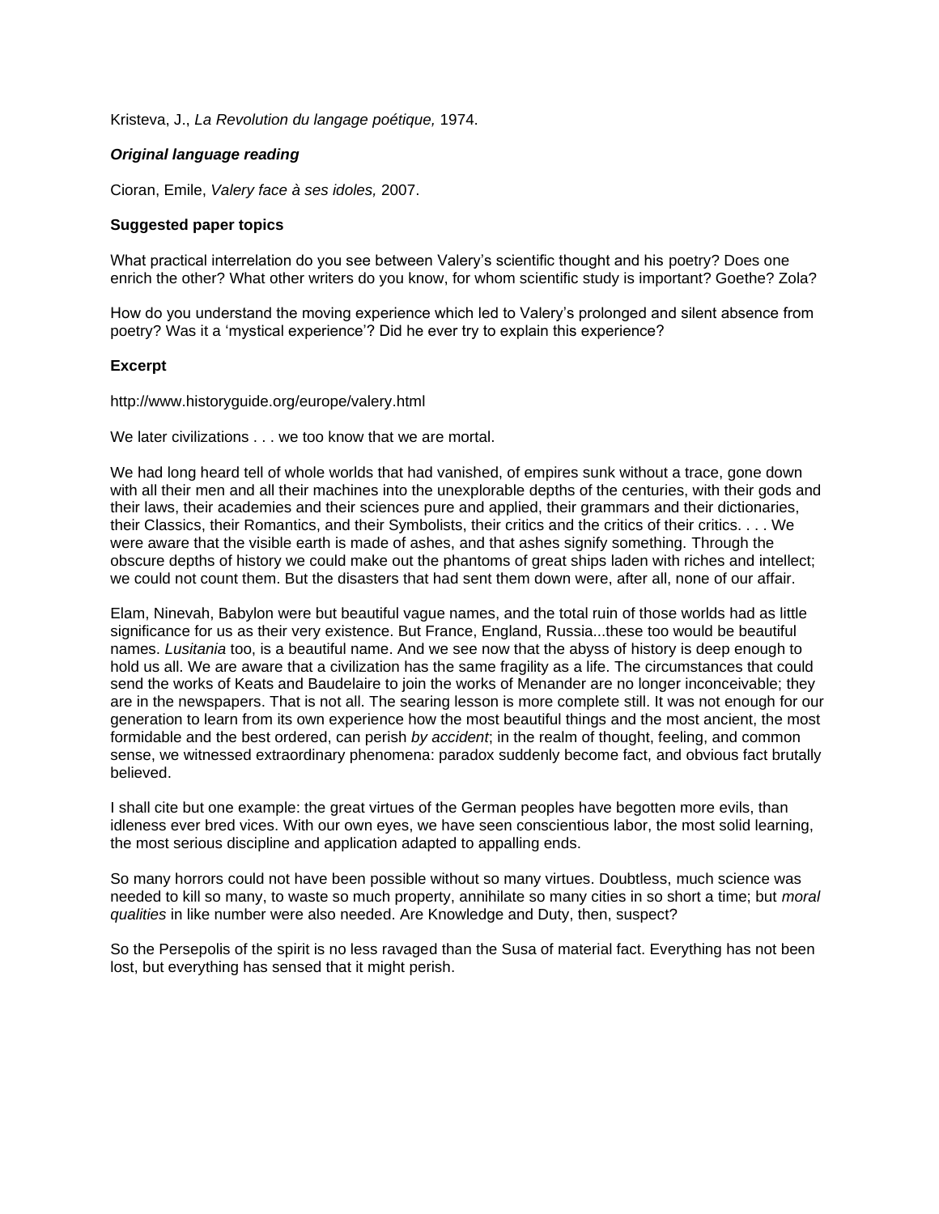Kristeva, J., *La Revolution du langage poétique,* 1974.

***Original language reading***

Cioran, Emile, *Valery face à ses idoles,* 2007.

**Suggested paper topics**

What practical interrelation do you see between Valery's scientific thought and his poetry? Does one enrich the other? What other writers do you know, for whom scientific study is important? Goethe? Zola?

How do you understand the moving experience which led to Valery's prolonged and silent absence from poetry? Was it a 'mystical experience'? Did he ever try to explain this experience?

**Excerpt**

http://www.historyguide.org/europe/valery.html

We later civilizations . . . we too know that we are mortal.

We had long heard tell of whole worlds that had vanished, of empires sunk without a trace, gone down with all their men and all their machines into the unexplorable depths of the centuries, with their gods and their laws, their academies and their sciences pure and applied, their grammars and their dictionaries, their Classics, their Romantics, and their Symbolists, their critics and the critics of their critics. . . . We were aware that the visible earth is made of ashes, and that ashes signify something. Through the obscure depths of history we could make out the phantoms of great ships laden with riches and intellect; we could not count them. But the disasters that had sent them down were, after all, none of our affair.

Elam, Ninevah, Babylon were but beautiful vague names, and the total ruin of those worlds had as little significance for us as their very existence. But France, England, Russia...these too would be beautiful names. *Lusitania* too, is a beautiful name. And we see now that the abyss of history is deep enough to hold us all. We are aware that a civilization has the same fragility as a life. The circumstances that could send the works of Keats and Baudelaire to join the works of Menander are no longer inconceivable; they are in the newspapers. That is not all. The searing lesson is more complete still. It was not enough for our generation to learn from its own experience how the most beautiful things and the most ancient, the most formidable and the best ordered, can perish *by accident*; in the realm of thought, feeling, and common sense, we witnessed extraordinary phenomena: paradox suddenly become fact, and obvious fact brutally believed.

I shall cite but one example: the great virtues of the German peoples have begotten more evils, than idleness ever bred vices. With our own eyes, we have seen conscientious labor, the most solid learning, the most serious discipline and application adapted to appalling ends.

So many horrors could not have been possible without so many virtues. Doubtless, much science was needed to kill so many, to waste so much property, annihilate so many cities in so short a time; but *moral qualities* in like number were also needed. Are Knowledge and Duty, then, suspect?

So the Persepolis of the spirit is no less ravaged than the Susa of material fact. Everything has not been lost, but everything has sensed that it might perish.